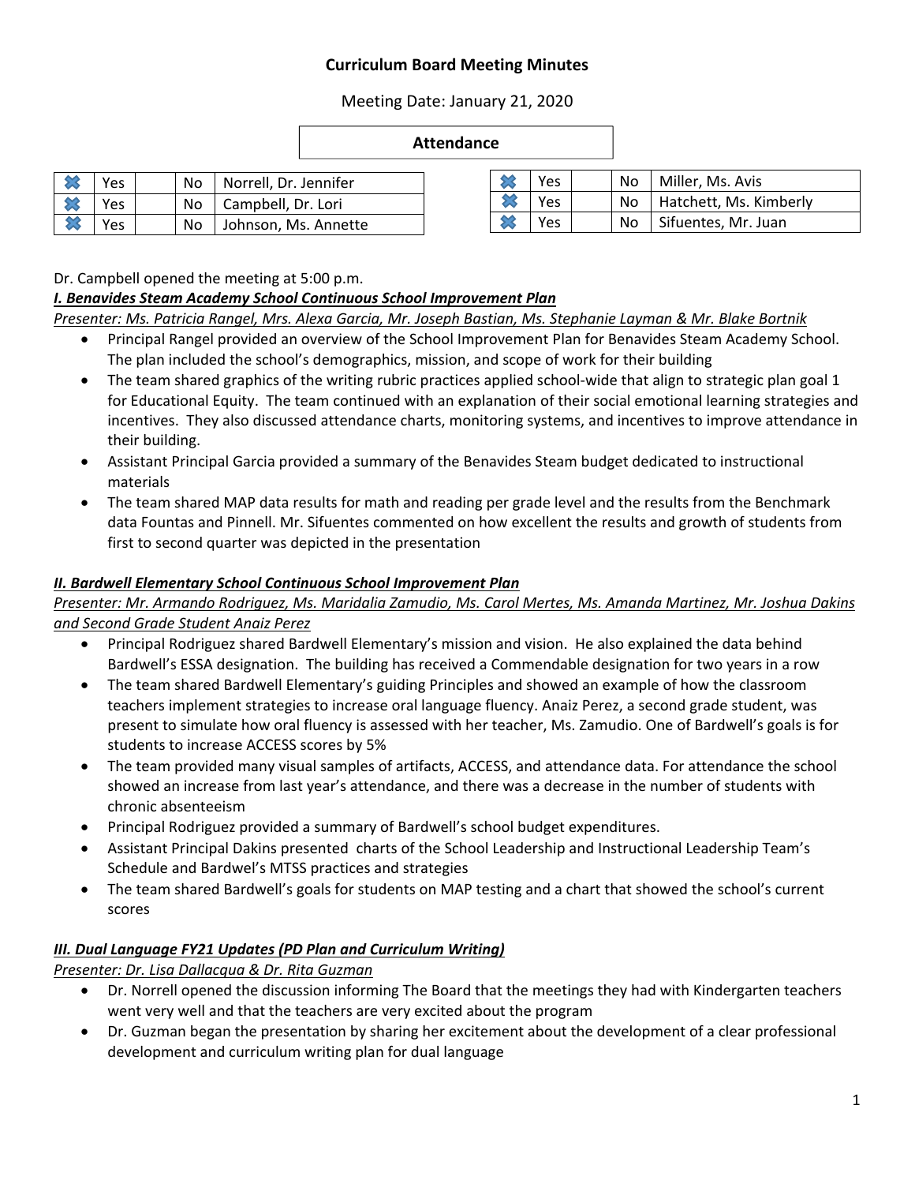# Curriculum Board Meeting Minutes

Meeting Date: January 21, 2020

## Attendance

| | | | | |
|---|---|---|---|---|
| ✖ | Yes | | No | Norrell, Dr. Jennifer |
| ✖ | Yes | | No | Campbell, Dr. Lori |
| ✖ | Yes | | No | Johnson, Ms. Annette |

| | | | | |
|---|---|---|---|---|
| ✖ | Yes | | No | Miller, Ms. Avis |
| ✖ | Yes | | No | Hatchett, Ms. Kimberly |
| ✖ | Yes | | No | Sifuentes, Mr. Juan |

Dr. Campbell opened the meeting at 5:00 p.m.

***I. Benavides Steam Academy School Continuous School Improvement Plan***

*Presenter: Ms. Patricia Rangel, Mrs. Alexa Garcia, Mr. Joseph Bastian, Ms. Stephanie Layman & Mr. Blake Bortnik*

- Principal Rangel provided an overview of the School Improvement Plan for Benavides Steam Academy School. The plan included the school's demographics, mission, and scope of work for their building
- The team shared graphics of the writing rubric practices applied school-wide that align to strategic plan goal 1 for Educational Equity. The team continued with an explanation of their social emotional learning strategies and incentives. They also discussed attendance charts, monitoring systems, and incentives to improve attendance in their building.
- Assistant Principal Garcia provided a summary of the Benavides Steam budget dedicated to instructional materials
- The team shared MAP data results for math and reading per grade level and the results from the Benchmark data Fountas and Pinnell. Mr. Sifuentes commented on how excellent the results and growth of students from first to second quarter was depicted in the presentation

***II. Bardwell Elementary School Continuous School Improvement Plan***

*Presenter: Mr. Armando Rodriguez, Ms. Maridalia Zamudio, Ms. Carol Mertes, Ms. Amanda Martinez, Mr. Joshua Dakins and Second Grade Student Anaiz Perez*

- Principal Rodriguez shared Bardwell Elementary's mission and vision. He also explained the data behind Bardwell's ESSA designation. The building has received a Commendable designation for two years in a row
- The team shared Bardwell Elementary's guiding Principles and showed an example of how the classroom teachers implement strategies to increase oral language fluency. Anaiz Perez, a second grade student, was present to simulate how oral fluency is assessed with her teacher, Ms. Zamudio. One of Bardwell's goals is for students to increase ACCESS scores by 5%
- The team provided many visual samples of artifacts, ACCESS, and attendance data. For attendance the school showed an increase from last year's attendance, and there was a decrease in the number of students with chronic absenteeism
- Principal Rodriguez provided a summary of Bardwell's school budget expenditures.
- Assistant Principal Dakins presented charts of the School Leadership and Instructional Leadership Team's Schedule and Bardwel's MTSS practices and strategies
- The team shared Bardwell's goals for students on MAP testing and a chart that showed the school's current scores

***III. Dual Language FY21 Updates (PD Plan and Curriculum Writing)***

*Presenter: Dr. Lisa Dallacqua & Dr. Rita Guzman*

- Dr. Norrell opened the discussion informing The Board that the meetings they had with Kindergarten teachers went very well and that the teachers are very excited about the program
- Dr. Guzman began the presentation by sharing her excitement about the development of a clear professional development and curriculum writing plan for dual language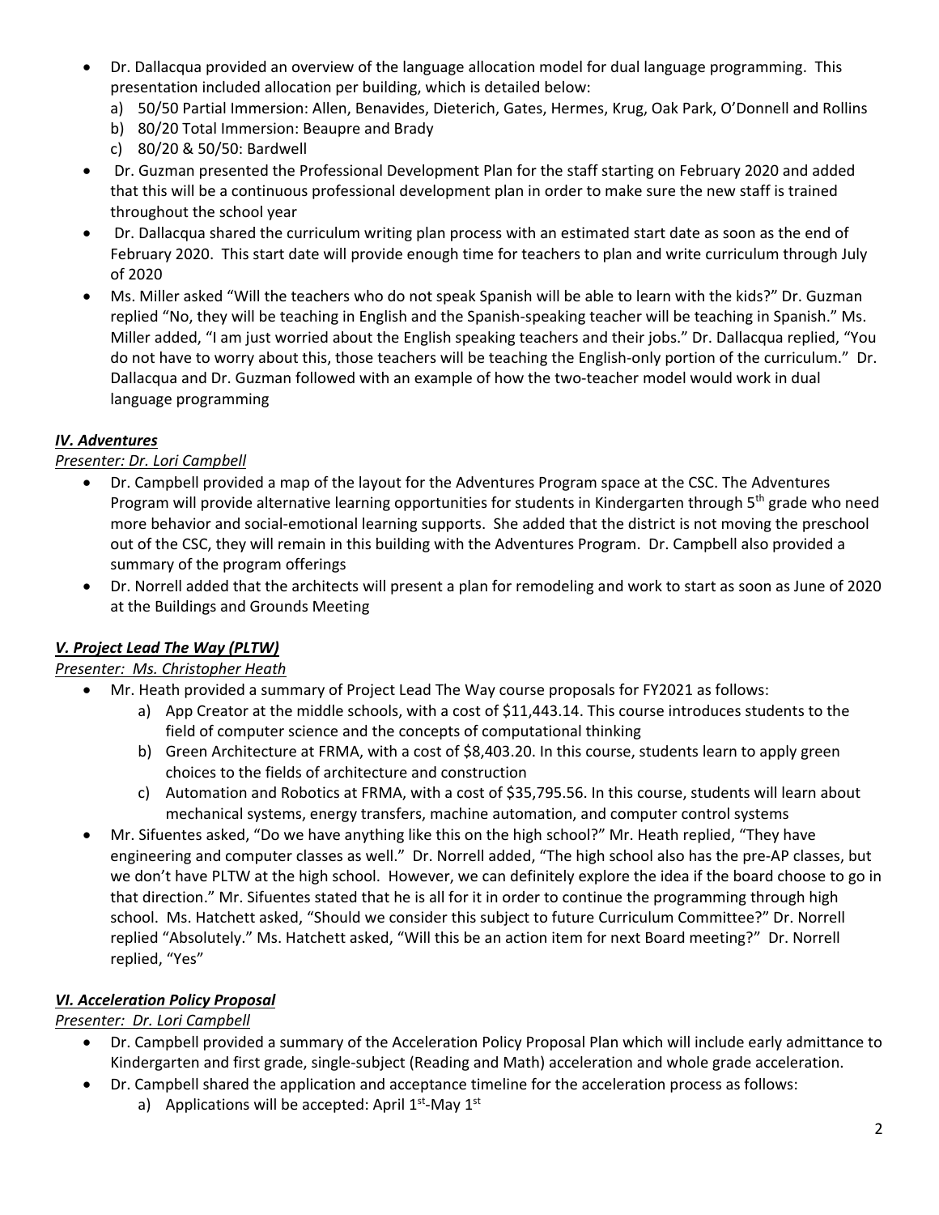- Dr. Dallacqua provided an overview of the language allocation model for dual language programming. This presentation included allocation per building, which is detailed below:
  a) 50/50 Partial Immersion: Allen, Benavides, Dieterich, Gates, Hermes, Krug, Oak Park, O'Donnell and Rollins
  b) 80/20 Total Immersion: Beaupre and Brady
  c) 80/20 & 50/50: Bardwell
- Dr. Guzman presented the Professional Development Plan for the staff starting on February 2020 and added that this will be a continuous professional development plan in order to make sure the new staff is trained throughout the school year
- Dr. Dallacqua shared the curriculum writing plan process with an estimated start date as soon as the end of February 2020. This start date will provide enough time for teachers to plan and write curriculum through July of 2020
- Ms. Miller asked "Will the teachers who do not speak Spanish will be able to learn with the kids?" Dr. Guzman replied "No, they will be teaching in English and the Spanish-speaking teacher will be teaching in Spanish." Ms. Miller added, "I am just worried about the English speaking teachers and their jobs." Dr. Dallacqua replied, "You do not have to worry about this, those teachers will be teaching the English-only portion of the curriculum." Dr. Dallacqua and Dr. Guzman followed with an example of how the two-teacher model would work in dual language programming

### *IV. Adventures*

*Presenter: Dr. Lori Campbell*

- Dr. Campbell provided a map of the layout for the Adventures Program space at the CSC. The Adventures Program will provide alternative learning opportunities for students in Kindergarten through 5th grade who need more behavior and social-emotional learning supports. She added that the district is not moving the preschool out of the CSC, they will remain in this building with the Adventures Program. Dr. Campbell also provided a summary of the program offerings
- Dr. Norrell added that the architects will present a plan for remodeling and work to start as soon as June of 2020 at the Buildings and Grounds Meeting

### *V. Project Lead The Way (PLTW)*

*Presenter: Ms. Christopher Heath*

- Mr. Heath provided a summary of Project Lead The Way course proposals for FY2021 as follows:
  a) App Creator at the middle schools, with a cost of $11,443.14. This course introduces students to the field of computer science and the concepts of computational thinking
  b) Green Architecture at FRMA, with a cost of $8,403.20. In this course, students learn to apply green choices to the fields of architecture and construction
  c) Automation and Robotics at FRMA, with a cost of $35,795.56. In this course, students will learn about mechanical systems, energy transfers, machine automation, and computer control systems
- Mr. Sifuentes asked, "Do we have anything like this on the high school?" Mr. Heath replied, "They have engineering and computer classes as well." Dr. Norrell added, "The high school also has the pre-AP classes, but we don't have PLTW at the high school. However, we can definitely explore the idea if the board choose to go in that direction." Mr. Sifuentes stated that he is all for it in order to continue the programming through high school. Ms. Hatchett asked, "Should we consider this subject to future Curriculum Committee?" Dr. Norrell replied "Absolutely." Ms. Hatchett asked, "Will this be an action item for next Board meeting?" Dr. Norrell replied, "Yes"

### *VI. Acceleration Policy Proposal*

*Presenter: Dr. Lori Campbell*

- Dr. Campbell provided a summary of the Acceleration Policy Proposal Plan which will include early admittance to Kindergarten and first grade, single-subject (Reading and Math) acceleration and whole grade acceleration.
- Dr. Campbell shared the application and acceptance timeline for the acceleration process as follows:
  a) Applications will be accepted: April 1st-May 1st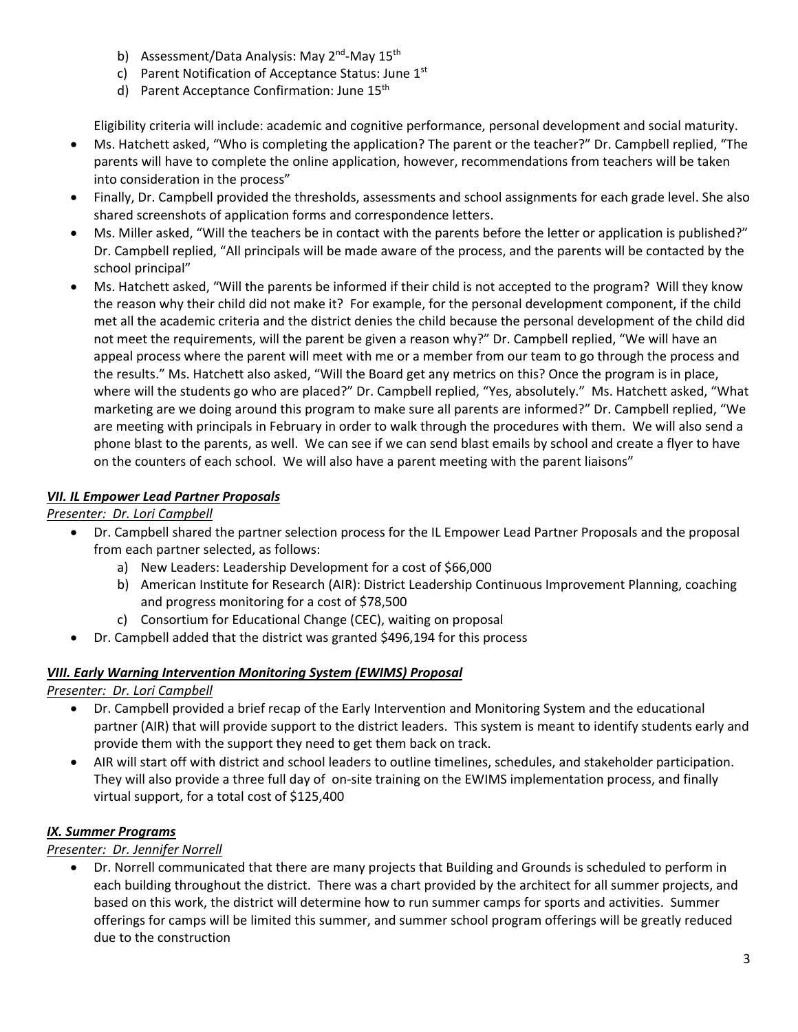b) Assessment/Data Analysis: May 2nd-May 15th
c) Parent Notification of Acceptance Status: June 1st
d) Parent Acceptance Confirmation: June 15th

Eligibility criteria will include: academic and cognitive performance, personal development and social maturity.

- Ms. Hatchett asked, "Who is completing the application? The parent or the teacher?" Dr. Campbell replied, "The parents will have to complete the online application, however, recommendations from teachers will be taken into consideration in the process"
- Finally, Dr. Campbell provided the thresholds, assessments and school assignments for each grade level. She also shared screenshots of application forms and correspondence letters.
- Ms. Miller asked, "Will the teachers be in contact with the parents before the letter or application is published?" Dr. Campbell replied, "All principals will be made aware of the process, and the parents will be contacted by the school principal"
- Ms. Hatchett asked, "Will the parents be informed if their child is not accepted to the program? Will they know the reason why their child did not make it? For example, for the personal development component, if the child met all the academic criteria and the district denies the child because the personal development of the child did not meet the requirements, will the parent be given a reason why?" Dr. Campbell replied, "We will have an appeal process where the parent will meet with me or a member from our team to go through the process and the results." Ms. Hatchett also asked, "Will the Board get any metrics on this? Once the program is in place, where will the students go who are placed?" Dr. Campbell replied, "Yes, absolutely." Ms. Hatchett asked, "What marketing are we doing around this program to make sure all parents are informed?" Dr. Campbell replied, "We are meeting with principals in February in order to walk through the procedures with them. We will also send a phone blast to the parents, as well. We can see if we can send blast emails by school and create a flyer to have on the counters of each school. We will also have a parent meeting with the parent liaisons"

***VII. IL Empower Lead Partner Proposals***

*Presenter: Dr. Lori Campbell*

- Dr. Campbell shared the partner selection process for the IL Empower Lead Partner Proposals and the proposal from each partner selected, as follows:
    a) New Leaders: Leadership Development for a cost of $66,000
    b) American Institute for Research (AIR): District Leadership Continuous Improvement Planning, coaching and progress monitoring for a cost of $78,500
    c) Consortium for Educational Change (CEC), waiting on proposal
- Dr. Campbell added that the district was granted $496,194 for this process

***VIII. Early Warning Intervention Monitoring System (EWIMS) Proposal***

*Presenter: Dr. Lori Campbell*

- Dr. Campbell provided a brief recap of the Early Intervention and Monitoring System and the educational partner (AIR) that will provide support to the district leaders. This system is meant to identify students early and provide them with the support they need to get them back on track.
- AIR will start off with district and school leaders to outline timelines, schedules, and stakeholder participation. They will also provide a three full day of on-site training on the EWIMS implementation process, and finally virtual support, for a total cost of $125,400

***IX. Summer Programs***

*Presenter: Dr. Jennifer Norrell*

- Dr. Norrell communicated that there are many projects that Building and Grounds is scheduled to perform in each building throughout the district. There was a chart provided by the architect for all summer projects, and based on this work, the district will determine how to run summer camps for sports and activities. Summer offerings for camps will be limited this summer, and summer school program offerings will be greatly reduced due to the construction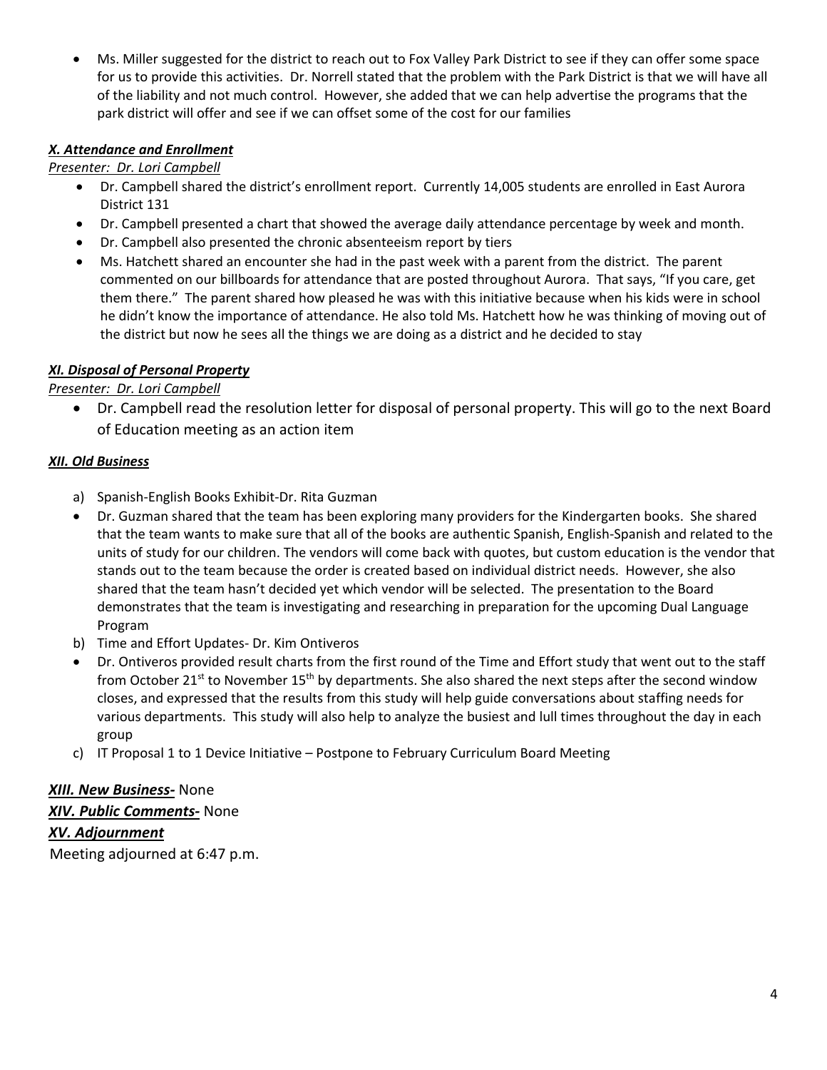- Ms. Miller suggested for the district to reach out to Fox Valley Park District to see if they can offer some space for us to provide this activities. Dr. Norrell stated that the problem with the Park District is that we will have all of the liability and not much control. However, she added that we can help advertise the programs that the park district will offer and see if we can offset some of the cost for our families

***X. Attendance and Enrollment***

*Presenter: Dr. Lori Campbell*

- Dr. Campbell shared the district's enrollment report. Currently 14,005 students are enrolled in East Aurora District 131
- Dr. Campbell presented a chart that showed the average daily attendance percentage by week and month.
- Dr. Campbell also presented the chronic absenteeism report by tiers
- Ms. Hatchett shared an encounter she had in the past week with a parent from the district. The parent commented on our billboards for attendance that are posted throughout Aurora. That says, "If you care, get them there." The parent shared how pleased he was with this initiative because when his kids were in school he didn't know the importance of attendance. He also told Ms. Hatchett how he was thinking of moving out of the district but now he sees all the things we are doing as a district and he decided to stay

***XI. Disposal of Personal Property***

*Presenter: Dr. Lori Campbell*

- Dr. Campbell read the resolution letter for disposal of personal property. This will go to the next Board of Education meeting as an action item

***XII. Old Business***

a) Spanish-English Books Exhibit-Dr. Rita Guzman

- Dr. Guzman shared that the team has been exploring many providers for the Kindergarten books. She shared that the team wants to make sure that all of the books are authentic Spanish, English-Spanish and related to the units of study for our children. The vendors will come back with quotes, but custom education is the vendor that stands out to the team because the order is created based on individual district needs. However, she also shared that the team hasn't decided yet which vendor will be selected. The presentation to the Board demonstrates that the team is investigating and researching in preparation for the upcoming Dual Language Program

b) Time and Effort Updates- Dr. Kim Ontiveros

- Dr. Ontiveros provided result charts from the first round of the Time and Effort study that went out to the staff from October 21st to November 15th by departments. She also shared the next steps after the second window closes, and expressed that the results from this study will help guide conversations about staffing needs for various departments. This study will also help to analyze the busiest and lull times throughout the day in each group

c) IT Proposal 1 to 1 Device Initiative – Postpone to February Curriculum Board Meeting

***XIII. New Business-*** None

***XIV. Public Comments-*** None

***XV. Adjournment***

Meeting adjourned at 6:47 p.m.